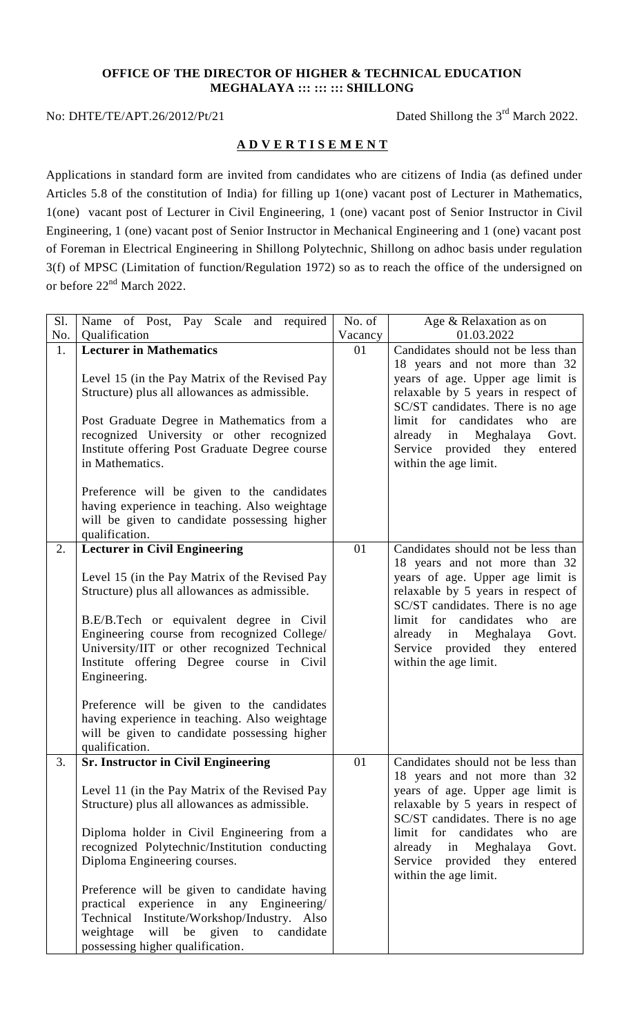**OFFICE OF THE DIRECTOR OF HIGHER & TECHNICAL EDUCATION**
**MEGHALAYA ::: ::: ::: SHILLONG**

No: DHTE/TE/APT.26/2012/Pt/21 Dated Shillong the 3rd March 2022.

## **A D V E R T I S E M E N T**

Applications in standard form are invited from candidates who are citizens of India (as defined under Articles 5.8 of the constitution of India) for filling up 1(one) vacant post of Lecturer in Mathematics, 1(one) vacant post of Lecturer in Civil Engineering, 1 (one) vacant post of Senior Instructor in Civil Engineering, 1 (one) vacant post of Senior Instructor in Mechanical Engineering and 1 (one) vacant post of Foreman in Electrical Engineering in Shillong Polytechnic, Shillong on adhoc basis under regulation 3(f) of MPSC (Limitation of function/Regulation 1972) so as to reach the office of the undersigned on or before 22nd March 2022.

| Sl. No. | Name of Post, Pay Scale and required Qualification | No. of Vacancy | Age & Relaxation as on 01.03.2022 |
|---|---|---|---|
| 1. | **Lecturer in Mathematics**<br><br>Level 15 (in the Pay Matrix of the Revised Pay Structure) plus all allowances as admissible.<br><br>Post Graduate Degree in Mathematics from a recognized University or other recognized Institute offering Post Graduate Degree course in Mathematics.<br><br>Preference will be given to the candidates having experience in teaching. Also weightage will be given to candidate possessing higher qualification. | 01 | Candidates should not be less than 18 years and not more than 32 years of age. Upper age limit is relaxable by 5 years in respect of SC/ST candidates. There is no age limit for candidates who are already in Meghalaya Govt. Service provided they entered within the age limit. |
| 2. | **Lecturer in Civil Engineering**<br><br>Level 15 (in the Pay Matrix of the Revised Pay Structure) plus all allowances as admissible.<br><br>B.E/B.Tech or equivalent degree in Civil Engineering course from recognized College/ University/IIT or other recognized Technical Institute offering Degree course in Civil Engineering.<br><br>Preference will be given to the candidates having experience in teaching. Also weightage will be given to candidate possessing higher qualification. | 01 | Candidates should not be less than 18 years and not more than 32 years of age. Upper age limit is relaxable by 5 years in respect of SC/ST candidates. There is no age limit for candidates who are already in Meghalaya Govt. Service provided they entered within the age limit. |
| 3. | **Sr. Instructor in Civil Engineering**<br><br>Level 11 (in the Pay Matrix of the Revised Pay Structure) plus all allowances as admissible.<br><br>Diploma holder in Civil Engineering from a recognized Polytechnic/Institution conducting Diploma Engineering courses.<br><br>Preference will be given to candidate having practical experience in any Engineering/ Technical Institute/Workshop/Industry. Also weightage will be given to candidate possessing higher qualification. | 01 | Candidates should not be less than 18 years and not more than 32 years of age. Upper age limit is relaxable by 5 years in respect of SC/ST candidates. There is no age limit for candidates who are already in Meghalaya Govt. Service provided they entered within the age limit. |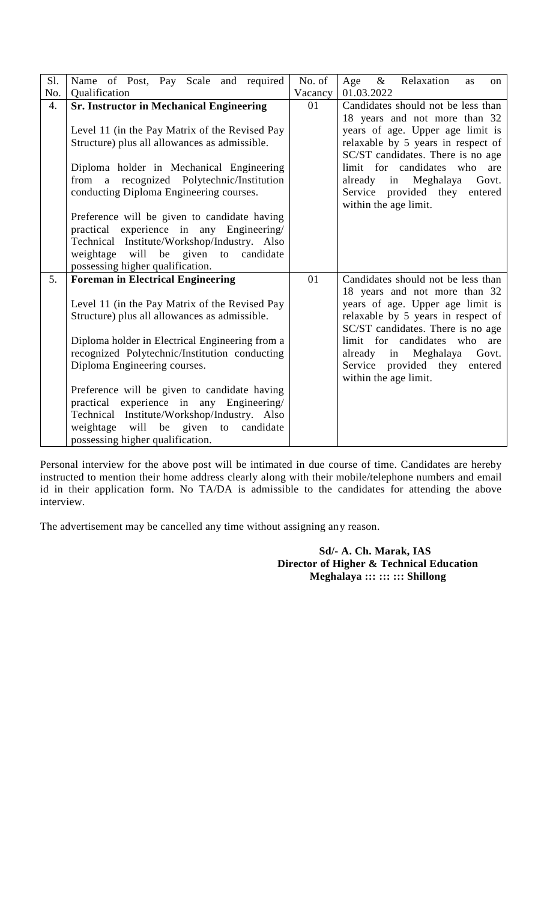| Sl. No. | Name of Post, Pay Scale and required Qualification | No. of Vacancy | Age & Relaxation as on 01.03.2022 |
|---|---|---|---|
| 4. | **Sr. Instructor in Mechanical Engineering**<br><br>Level 11 (in the Pay Matrix of the Revised Pay Structure) plus all allowances as admissible.<br><br>Diploma holder in Mechanical Engineering from a recognized Polytechnic/Institution conducting Diploma Engineering courses.<br><br>Preference will be given to candidate having practical experience in any Engineering/ Technical Institute/Workshop/Industry. Also weightage will be given to candidate possessing higher qualification. | 01 | Candidates should not be less than 18 years and not more than 32 years of age. Upper age limit is relaxable by 5 years in respect of SC/ST candidates. There is no age limit for candidates who are already in Meghalaya Govt. Service provided they entered within the age limit. |
| 5. | **Foreman in Electrical Engineering**<br><br>Level 11 (in the Pay Matrix of the Revised Pay Structure) plus all allowances as admissible.<br><br>Diploma holder in Electrical Engineering from a recognized Polytechnic/Institution conducting Diploma Engineering courses.<br><br>Preference will be given to candidate having practical experience in any Engineering/ Technical Institute/Workshop/Industry. Also weightage will be given to candidate possessing higher qualification. | 01 | Candidates should not be less than 18 years and not more than 32 years of age. Upper age limit is relaxable by 5 years in respect of SC/ST candidates. There is no age limit for candidates who are already in Meghalaya Govt. Service provided they entered within the age limit. |

Personal interview for the above post will be intimated in due course of time. Candidates are hereby instructed to mention their home address clearly along with their mobile/telephone numbers and email id in their application form. No TA/DA is admissible to the candidates for attending the above interview.

The advertisement may be cancelled any time without assigning any reason.

**Sd/- A. Ch. Marak, IAS**
**Director of Higher & Technical Education**
**Meghalaya ::: ::: ::: Shillong**